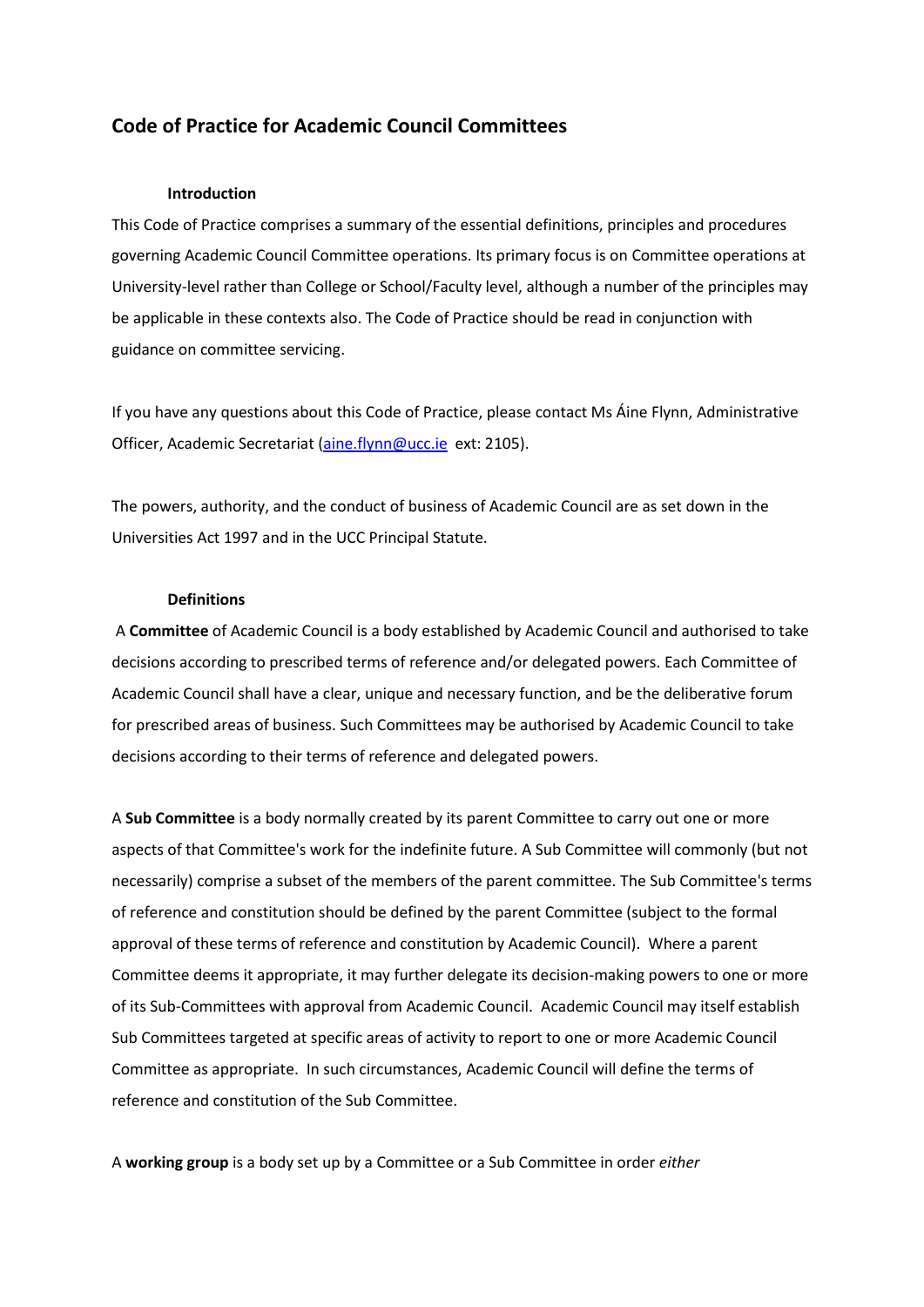# Code of Practice for Academic Council Committees

## Introduction

This Code of Practice comprises a summary of the essential definitions, principles and procedures governing Academic Council Committee operations. Its primary focus is on Committee operations at University-level rather than College or School/Faculty level, although a number of the principles may be applicable in these contexts also. The Code of Practice should be read in conjunction with guidance on committee servicing.

If you have any questions about this Code of Practice, please contact Ms Áine Flynn, Administrative Officer, Academic Secretariat ([aine.flynn@ucc.ie](mailto:aine.flynn@ucc.ie) ext: 2105).

The powers, authority, and the conduct of business of Academic Council are as set down in the Universities Act 1997 and in the UCC Principal Statute.

## Definitions

A **Committee** of Academic Council is a body established by Academic Council and authorised to take decisions according to prescribed terms of reference and/or delegated powers. Each Committee of Academic Council shall have a clear, unique and necessary function, and be the deliberative forum for prescribed areas of business. Such Committees may be authorised by Academic Council to take decisions according to their terms of reference and delegated powers.

A **Sub Committee** is a body normally created by its parent Committee to carry out one or more aspects of that Committee's work for the indefinite future. A Sub Committee will commonly (but not necessarily) comprise a subset of the members of the parent committee. The Sub Committee's terms of reference and constitution should be defined by the parent Committee (subject to the formal approval of these terms of reference and constitution by Academic Council). Where a parent Committee deems it appropriate, it may further delegate its decision-making powers to one or more of its Sub-Committees with approval from Academic Council. Academic Council may itself establish Sub Committees targeted at specific areas of activity to report to one or more Academic Council Committee as appropriate. In such circumstances, Academic Council will define the terms of reference and constitution of the Sub Committee.

A **working group** is a body set up by a Committee or a Sub Committee in order *either*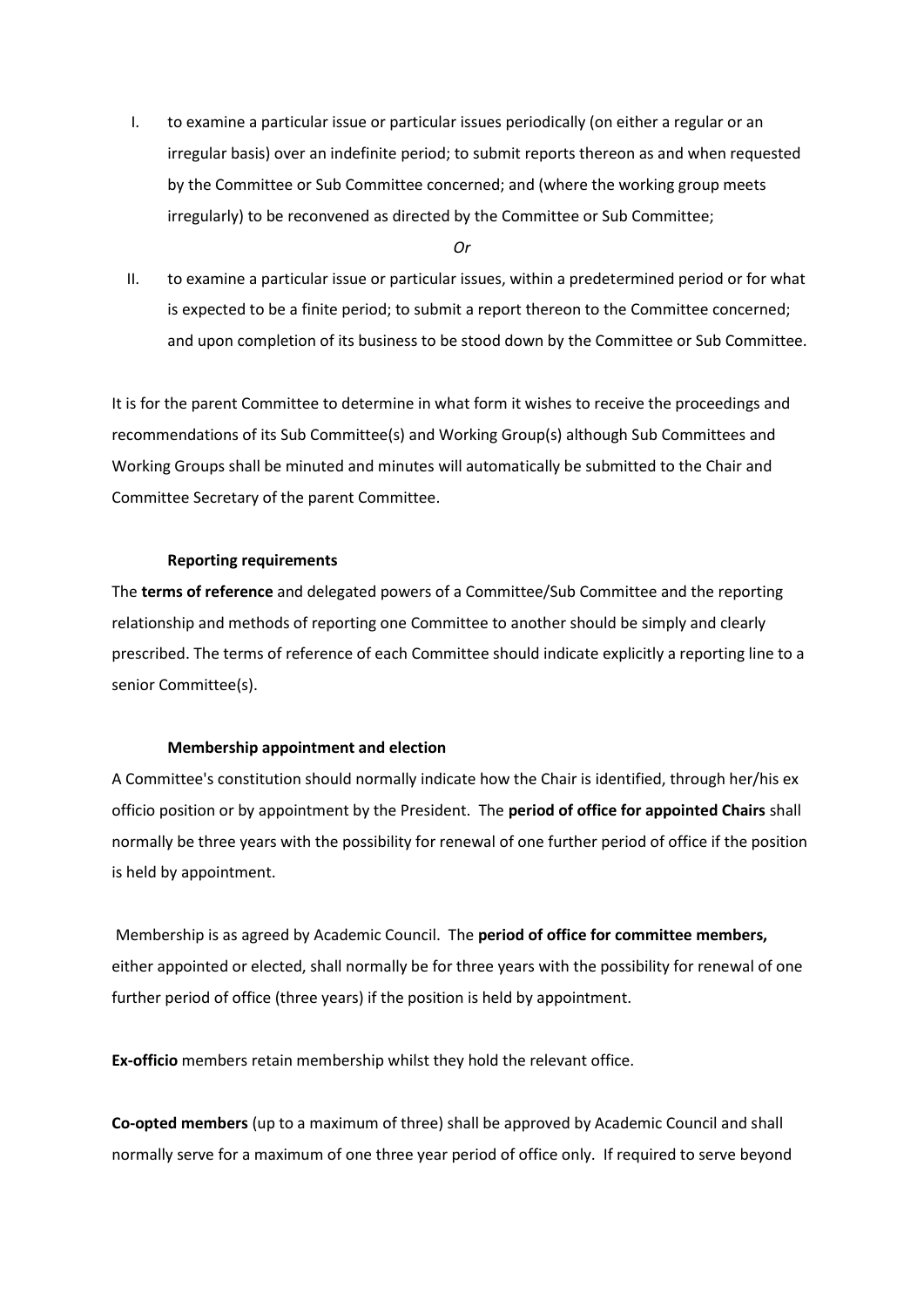I. to examine a particular issue or particular issues periodically (on either a regular or an irregular basis) over an indefinite period; to submit reports thereon as and when requested by the Committee or Sub Committee concerned; and (where the working group meets irregularly) to be reconvened as directed by the Committee or Sub Committee;

*Or*

II. to examine a particular issue or particular issues, within a predetermined period or for what is expected to be a finite period; to submit a report thereon to the Committee concerned; and upon completion of its business to be stood down by the Committee or Sub Committee.

It is for the parent Committee to determine in what form it wishes to receive the proceedings and recommendations of its Sub Committee(s) and Working Group(s) although Sub Committees and Working Groups shall be minuted and minutes will automatically be submitted to the Chair and Committee Secretary of the parent Committee.

**Reporting requirements**

The **terms of reference** and delegated powers of a Committee/Sub Committee and the reporting relationship and methods of reporting one Committee to another should be simply and clearly prescribed. The terms of reference of each Committee should indicate explicitly a reporting line to a senior Committee(s).

**Membership appointment and election**

A Committee's constitution should normally indicate how the Chair is identified, through her/his ex officio position or by appointment by the President. The **period of office for appointed Chairs** shall normally be three years with the possibility for renewal of one further period of office if the position is held by appointment.

Membership is as agreed by Academic Council. The **period of office for committee members,** either appointed or elected, shall normally be for three years with the possibility for renewal of one further period of office (three years) if the position is held by appointment.

**Ex-officio** members retain membership whilst they hold the relevant office.

**Co-opted members** (up to a maximum of three) shall be approved by Academic Council and shall normally serve for a maximum of one three year period of office only. If required to serve beyond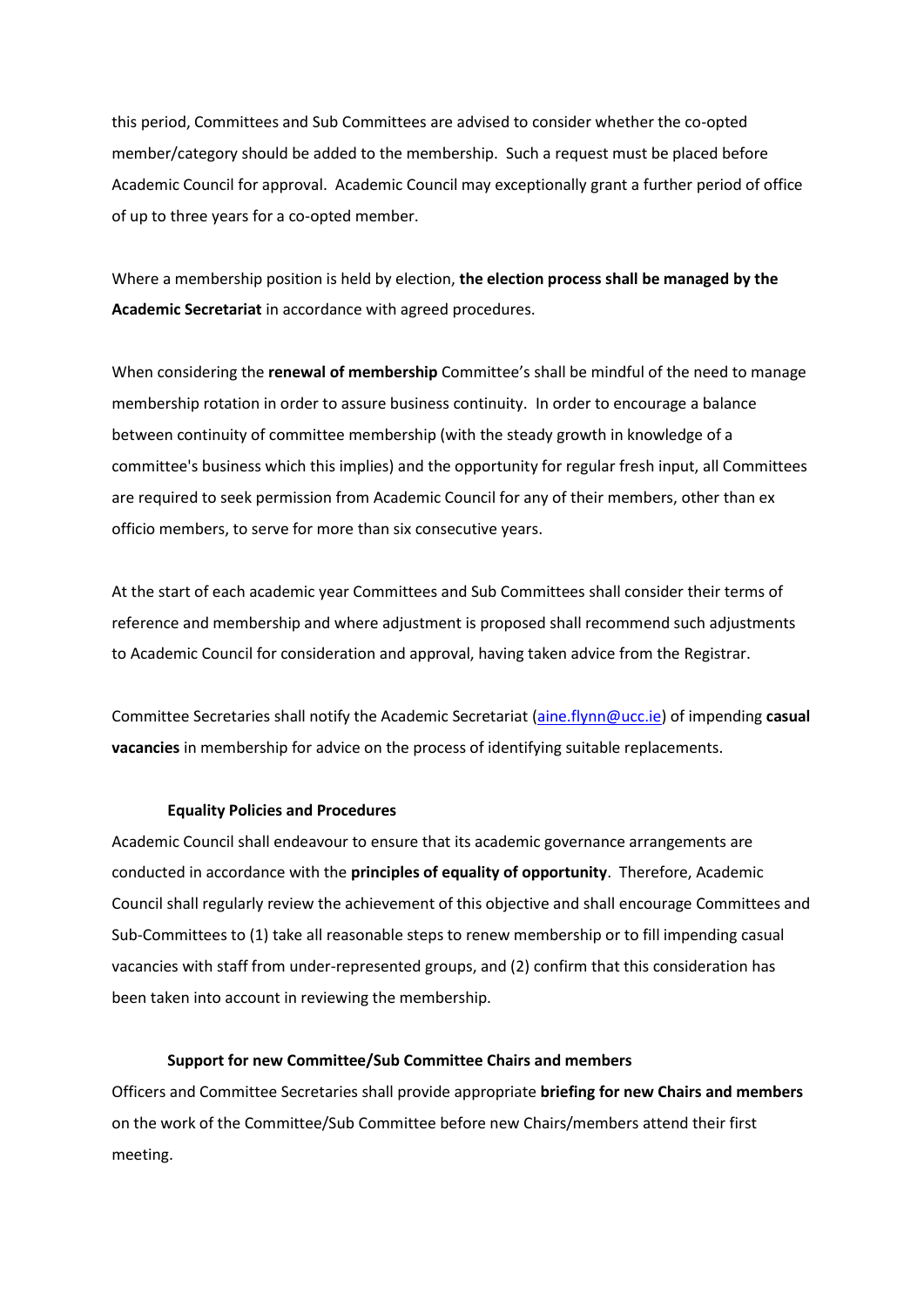this period, Committees and Sub Committees are advised to consider whether the co-opted member/category should be added to the membership. Such a request must be placed before Academic Council for approval. Academic Council may exceptionally grant a further period of office of up to three years for a co-opted member.

Where a membership position is held by election, **the election process shall be managed by the Academic Secretariat** in accordance with agreed procedures.

When considering the **renewal of membership** Committee's shall be mindful of the need to manage membership rotation in order to assure business continuity. In order to encourage a balance between continuity of committee membership (with the steady growth in knowledge of a committee's business which this implies) and the opportunity for regular fresh input, all Committees are required to seek permission from Academic Council for any of their members, other than ex officio members, to serve for more than six consecutive years.

At the start of each academic year Committees and Sub Committees shall consider their terms of reference and membership and where adjustment is proposed shall recommend such adjustments to Academic Council for consideration and approval, having taken advice from the Registrar.

Committee Secretaries shall notify the Academic Secretariat (aine.flynn@ucc.ie) of impending **casual vacancies** in membership for advice on the process of identifying suitable replacements.

### Equality Policies and Procedures

Academic Council shall endeavour to ensure that its academic governance arrangements are conducted in accordance with the **principles of equality of opportunity**. Therefore, Academic Council shall regularly review the achievement of this objective and shall encourage Committees and Sub-Committees to (1) take all reasonable steps to renew membership or to fill impending casual vacancies with staff from under-represented groups, and (2) confirm that this consideration has been taken into account in reviewing the membership.

### Support for new Committee/Sub Committee Chairs and members

Officers and Committee Secretaries shall provide appropriate **briefing for new Chairs and members** on the work of the Committee/Sub Committee before new Chairs/members attend their first meeting.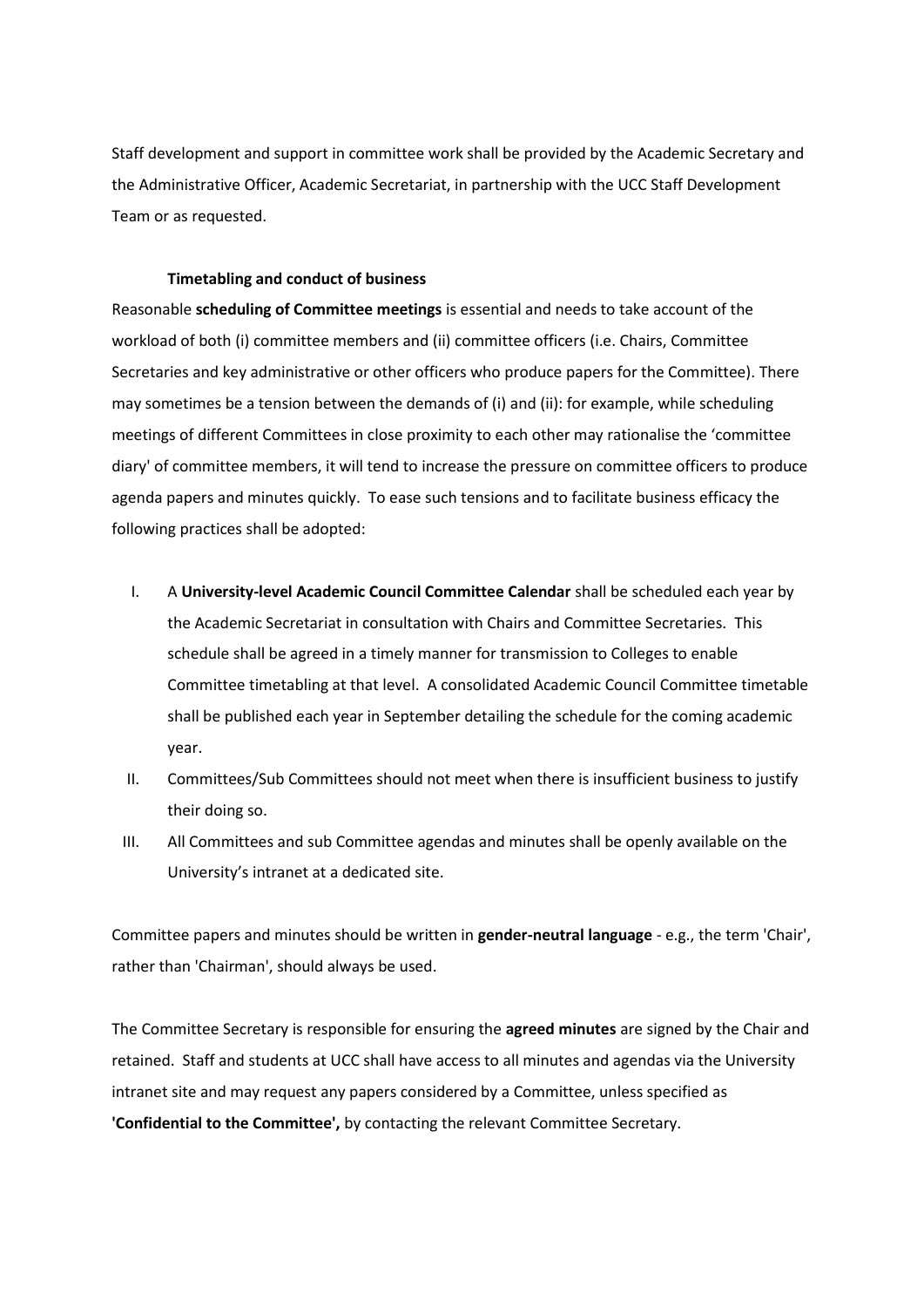Staff development and support in committee work shall be provided by the Academic Secretary and the Administrative Officer, Academic Secretariat, in partnership with the UCC Staff Development Team or as requested.

### Timetabling and conduct of business

Reasonable **scheduling of Committee meetings** is essential and needs to take account of the workload of both (i) committee members and (ii) committee officers (i.e. Chairs, Committee Secretaries and key administrative or other officers who produce papers for the Committee). There may sometimes be a tension between the demands of (i) and (ii): for example, while scheduling meetings of different Committees in close proximity to each other may rationalise the 'committee diary' of committee members, it will tend to increase the pressure on committee officers to produce agenda papers and minutes quickly. To ease such tensions and to facilitate business efficacy the following practices shall be adopted:

I. A **University-level Academic Council Committee Calendar** shall be scheduled each year by the Academic Secretariat in consultation with Chairs and Committee Secretaries. This schedule shall be agreed in a timely manner for transmission to Colleges to enable Committee timetabling at that level. A consolidated Academic Council Committee timetable shall be published each year in September detailing the schedule for the coming academic year.

II. Committees/Sub Committees should not meet when there is insufficient business to justify their doing so.

III. All Committees and sub Committee agendas and minutes shall be openly available on the University's intranet at a dedicated site.

Committee papers and minutes should be written in **gender-neutral language** - e.g., the term 'Chair', rather than 'Chairman', should always be used.

The Committee Secretary is responsible for ensuring the **agreed minutes** are signed by the Chair and retained. Staff and students at UCC shall have access to all minutes and agendas via the University intranet site and may request any papers considered by a Committee, unless specified as **'Confidential to the Committee',** by contacting the relevant Committee Secretary.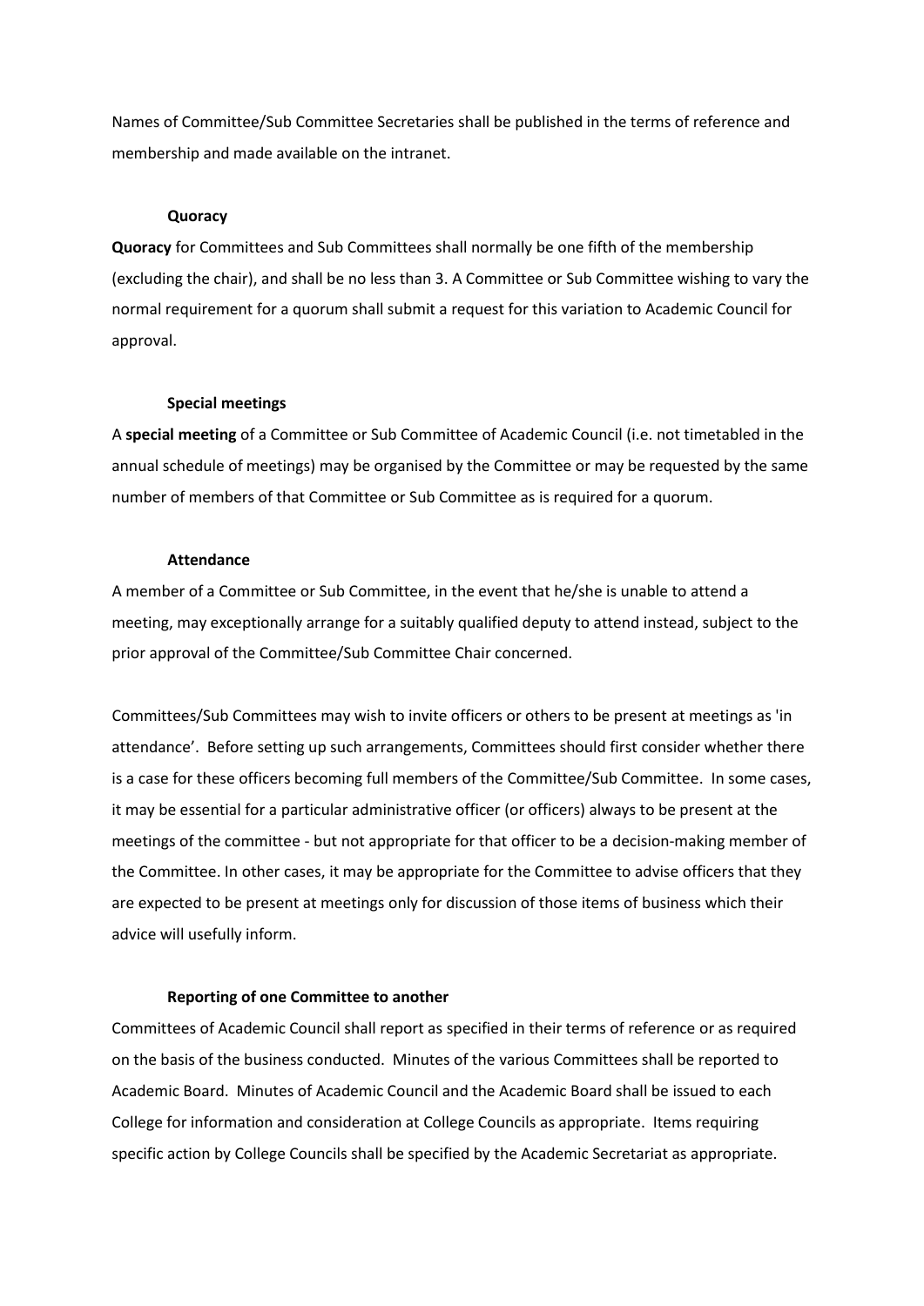Names of Committee/Sub Committee Secretaries shall be published in the terms of reference and membership and made available on the intranet.

### Quoracy

**Quoracy** for Committees and Sub Committees shall normally be one fifth of the membership (excluding the chair), and shall be no less than 3. A Committee or Sub Committee wishing to vary the normal requirement for a quorum shall submit a request for this variation to Academic Council for approval.

### Special meetings

A **special meeting** of a Committee or Sub Committee of Academic Council (i.e. not timetabled in the annual schedule of meetings) may be organised by the Committee or may be requested by the same number of members of that Committee or Sub Committee as is required for a quorum.

### Attendance

A member of a Committee or Sub Committee, in the event that he/she is unable to attend a meeting, may exceptionally arrange for a suitably qualified deputy to attend instead, subject to the prior approval of the Committee/Sub Committee Chair concerned.

Committees/Sub Committees may wish to invite officers or others to be present at meetings as 'in attendance'. Before setting up such arrangements, Committees should first consider whether there is a case for these officers becoming full members of the Committee/Sub Committee. In some cases, it may be essential for a particular administrative officer (or officers) always to be present at the meetings of the committee - but not appropriate for that officer to be a decision-making member of the Committee. In other cases, it may be appropriate for the Committee to advise officers that they are expected to be present at meetings only for discussion of those items of business which their advice will usefully inform.

### Reporting of one Committee to another

Committees of Academic Council shall report as specified in their terms of reference or as required on the basis of the business conducted. Minutes of the various Committees shall be reported to Academic Board. Minutes of Academic Council and the Academic Board shall be issued to each College for information and consideration at College Councils as appropriate. Items requiring specific action by College Councils shall be specified by the Academic Secretariat as appropriate.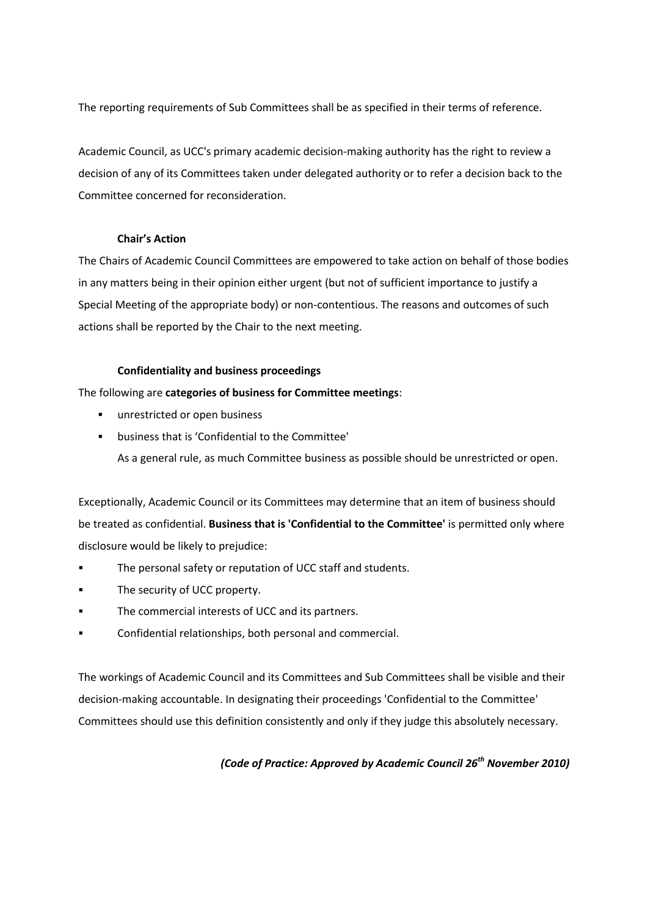The reporting requirements of Sub Committees shall be as specified in their terms of reference.

Academic Council, as UCC's primary academic decision-making authority has the right to review a decision of any of its Committees taken under delegated authority or to refer a decision back to the Committee concerned for reconsideration.

### Chair's Action

The Chairs of Academic Council Committees are empowered to take action on behalf of those bodies in any matters being in their opinion either urgent (but not of sufficient importance to justify a Special Meeting of the appropriate body) or non-contentious. The reasons and outcomes of such actions shall be reported by the Chair to the next meeting.

### Confidentiality and business proceedings

The following are **categories of business for Committee meetings**:

- unrestricted or open business
- business that is 'Confidential to the Committee'

  As a general rule, as much Committee business as possible should be unrestricted or open.

Exceptionally, Academic Council or its Committees may determine that an item of business should be treated as confidential. **Business that is 'Confidential to the Committee'** is permitted only where disclosure would be likely to prejudice:

- The personal safety or reputation of UCC staff and students.
- The security of UCC property.
- The commercial interests of UCC and its partners.
- Confidential relationships, both personal and commercial.

The workings of Academic Council and its Committees and Sub Committees shall be visible and their decision-making accountable. In designating their proceedings 'Confidential to the Committee' Committees should use this definition consistently and only if they judge this absolutely necessary.

***(Code of Practice: Approved by Academic Council 26th November 2010)***